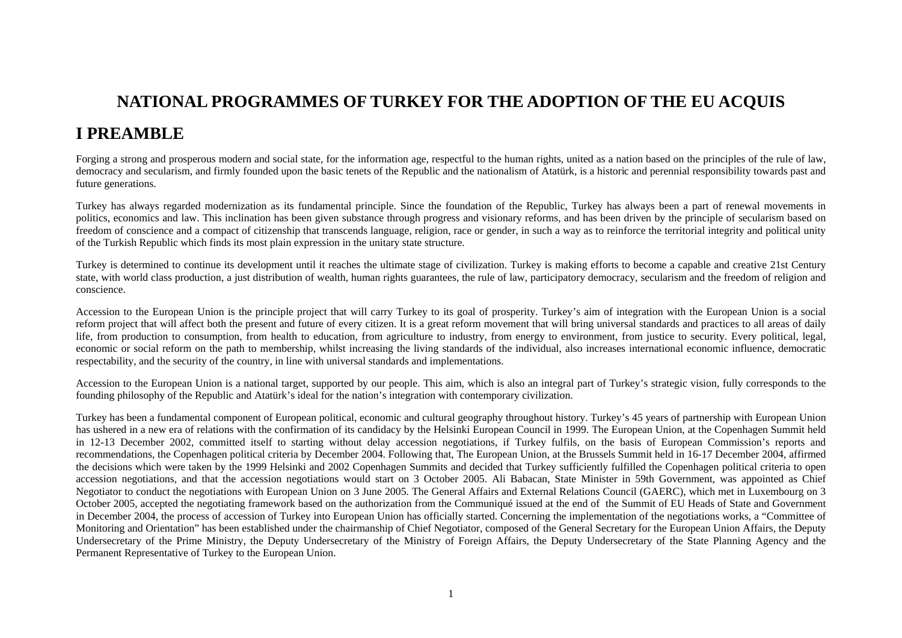# NATIONAL PROGRAMMES OF TURKEY FOR THE ADOPTION OF THE EU ACQUIS

# I PREAMBLE

Forging a strong and prosperous modern and social state, for the information age, respectful to the human rights, united as a nation based on the principles of the rule of law, democracy and secularism, and firmly founded upon the basic tenets of the Republic and the nationalism of Atatürk, is a historic and perennial responsibility towards past and future generations.

Turkey has always regarded modernization as its fundamental principle. Since the foundation of the Republic, Turkey has always been a part of renewal movements in politics, economics and law. This inclination has been given substance through progress and visionary reforms, and has been driven by the principle of secularism based on freedom of conscience and a compact of citizenship that transcends language, religion, race or gender, in such a way as to reinforce the territorial integrity and political unity of the Turkish Republic which finds its most plain expression in the unitary state structure.

Turkey is determined to continue its development until it reaches the ultimate stage of civilization. Turkey is making efforts to become a capable and creative 21st Century state, with world class production, a just distribution of wealth, human rights guarantees, the rule of law, participatory democracy, secularism and the freedom of religion and conscience.

Accession to the European Union is the principle project that will carry Turkey to its goal of prosperity. Turkey's aim of integration with the European Union is a social reform project that will affect both the present and future of every citizen. It is a great reform movement that will bring universal standards and practices to all areas of daily life, from production to consumption, from health to education, from agriculture to industry, from energy to environment, from justice to security. Every political, legal, economic or social reform on the path to membership, whilst increasing the living standards of the individual, also increases international economic influence, democratic respectability, and the security of the country, in line with universal standards and implementations.

Accession to the European Union is a national target, supported by our people. This aim, which is also an integral part of Turkey's strategic vision, fully corresponds to the founding philosophy of the Republic and Atatürk's ideal for the nation's integration with contemporary civilization.

Turkey has been a fundamental component of European political, economic and cultural geography throughout history. Turkey's 45 years of partnership with European Union has ushered in a new era of relations with the confirmation of its candidacy by the Helsinki European Council in 1999. The European Union, at the Copenhagen Summit held in 12-13 December 2002, committed itself to starting without delay accession negotiations, if Turkey fulfils, on the basis of European Commission's reports and recommendations, the Copenhagen political criteria by December 2004. Following that, The European Union, at the Brussels Summit held in 16-17 December 2004, affirmed the decisions which were taken by the 1999 Helsinki and 2002 Copenhagen Summits and decided that Turkey sufficiently fulfilled the Copenhagen political criteria to open accession negotiations, and that the accession negotiations would start on 3 October 2005. Ali Babacan, State Minister in 59th Government, was appointed as Chief Negotiator to conduct the negotiations with European Union on 3 June 2005. The General Affairs and External Relations Council (GAERC), which met in Luxembourg on 3 October 2005, accepted the negotiating framework based on the authorization from the Communiqué issued at the end of the Summit of EU Heads of State and Government in December 2004, the process of accession of Turkey into European Union has officially started. Concerning the implementation of the negotiations works, a "Committee of Monitoring and Orientation" has been established under the chairmanship of Chief Negotiator, composed of the General Secretary for the European Union Affairs, the Deputy Undersecretary of the Prime Ministry, the Deputy Undersecretary of the Ministry of Foreign Affairs, the Deputy Undersecretary of the State Planning Agency and the Permanent Representative of Turkey to the European Union.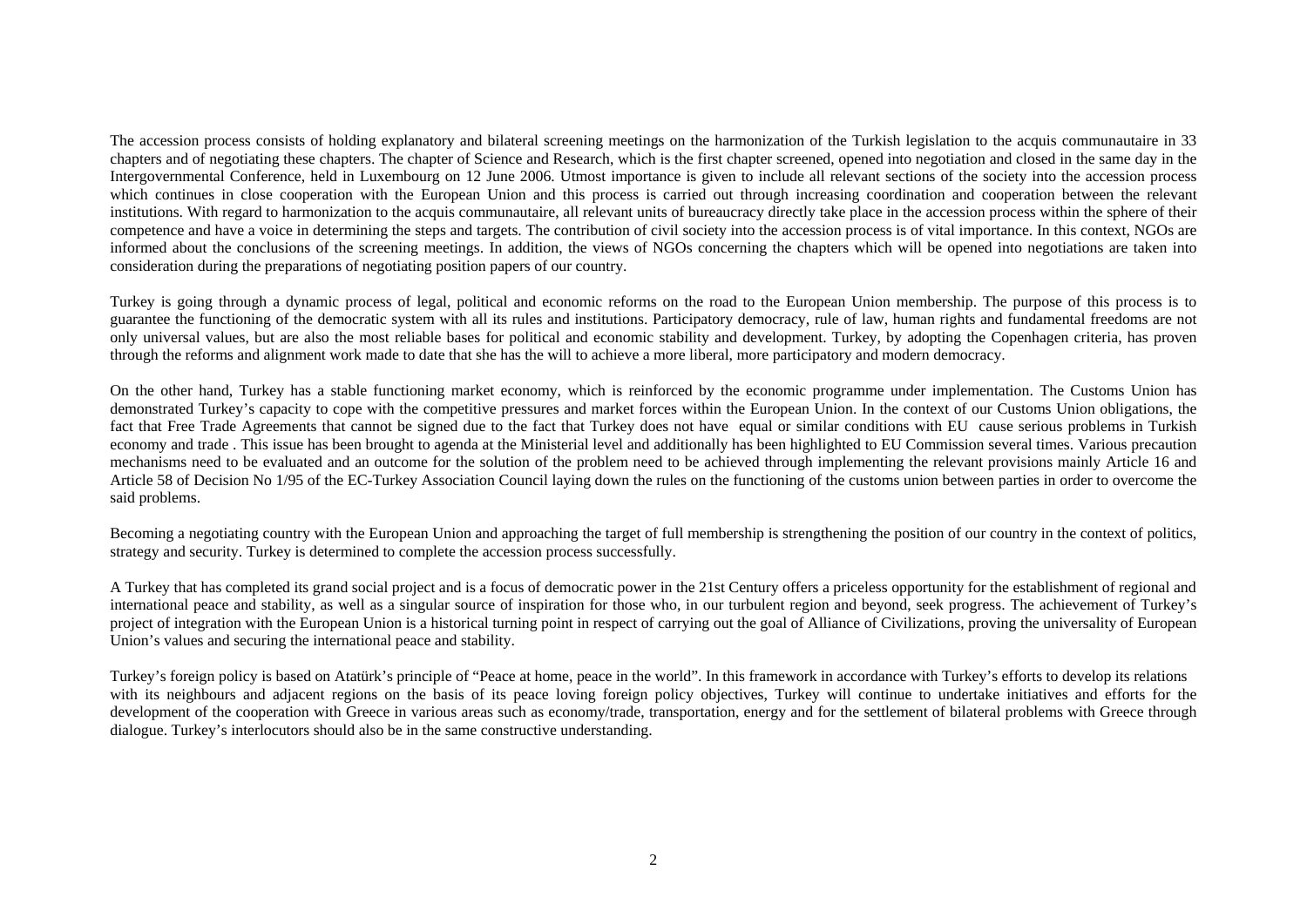The accession process consists of holding explanatory and bilateral screening meetings on the harmonization of the Turkish legislation to the acquis communautaire in 33 chapters and of negotiating these chapters. The chapter of Science and Research, which is the first chapter screened, opened into negotiation and closed in the same day in the Intergovernmental Conference, held in Luxembourg on 12 June 2006. Utmost importance is given to include all relevant sections of the society into the accession process which continues in close cooperation with the European Union and this process is carried out through increasing coordination and cooperation between the relevant institutions. With regard to harmonization to the acquis communautaire, all relevant units of bureaucracy directly take place in the accession process within the sphere of their competence and have a voice in determining the steps and targets. The contribution of civil society into the accession process is of vital importance. In this context, NGOs are informed about the conclusions of the screening meetings. In addition, the views of NGOs concerning the chapters which will be opened into negotiations are taken into consideration during the preparations of negotiating position papers of our country.

Turkey is going through a dynamic process of legal, political and economic reforms on the road to the European Union membership. The purpose of this process is to guarantee the functioning of the democratic system with all its rules and institutions. Participatory democracy, rule of law, human rights and fundamental freedoms are not only universal values, but are also the most reliable bases for political and economic stability and development. Turkey, by adopting the Copenhagen criteria, has proven through the reforms and alignment work made to date that she has the will to achieve a more liberal, more participatory and modern democracy.

On the other hand, Turkey has a stable functioning market economy, which is reinforced by the economic programme under implementation. The Customs Union has demonstrated Turkey's capacity to cope with the competitive pressures and market forces within the European Union. In the context of our Customs Union obligations, the fact that Free Trade Agreements that cannot be signed due to the fact that Turkey does not have equal or similar conditions with EU cause serious problems in Turkish economy and trade . This issue has been brought to agenda at the Ministerial level and additionally has been highlighted to EU Commission several times. Various precaution mechanisms need to be evaluated and an outcome for the solution of the problem need to be achieved through implementing the relevant provisions mainly Article 16 and Article 58 of Decision No 1/95 of the EC-Turkey Association Council laying down the rules on the functioning of the customs union between parties in order to overcome the said problems.

Becoming a negotiating country with the European Union and approaching the target of full membership is strengthening the position of our country in the context of politics, strategy and security. Turkey is determined to complete the accession process successfully.

A Turkey that has completed its grand social project and is a focus of democratic power in the 21st Century offers a priceless opportunity for the establishment of regional and international peace and stability, as well as a singular source of inspiration for those who, in our turbulent region and beyond, seek progress. The achievement of Turkey's project of integration with the European Union is a historical turning point in respect of carrying out the goal of Alliance of Civilizations, proving the universality of European Union's values and securing the international peace and stability.

Turkey's foreign policy is based on Atatürk's principle of "Peace at home, peace in the world". In this framework in accordance with Turkey's efforts to develop its relations with its neighbours and adjacent regions on the basis of its peace loving foreign policy objectives, Turkey will continue to undertake initiatives and efforts for the development of the cooperation with Greece in various areas such as economy/trade, transportation, energy and for the settlement of bilateral problems with Greece through dialogue. Turkey's interlocutors should also be in the same constructive understanding.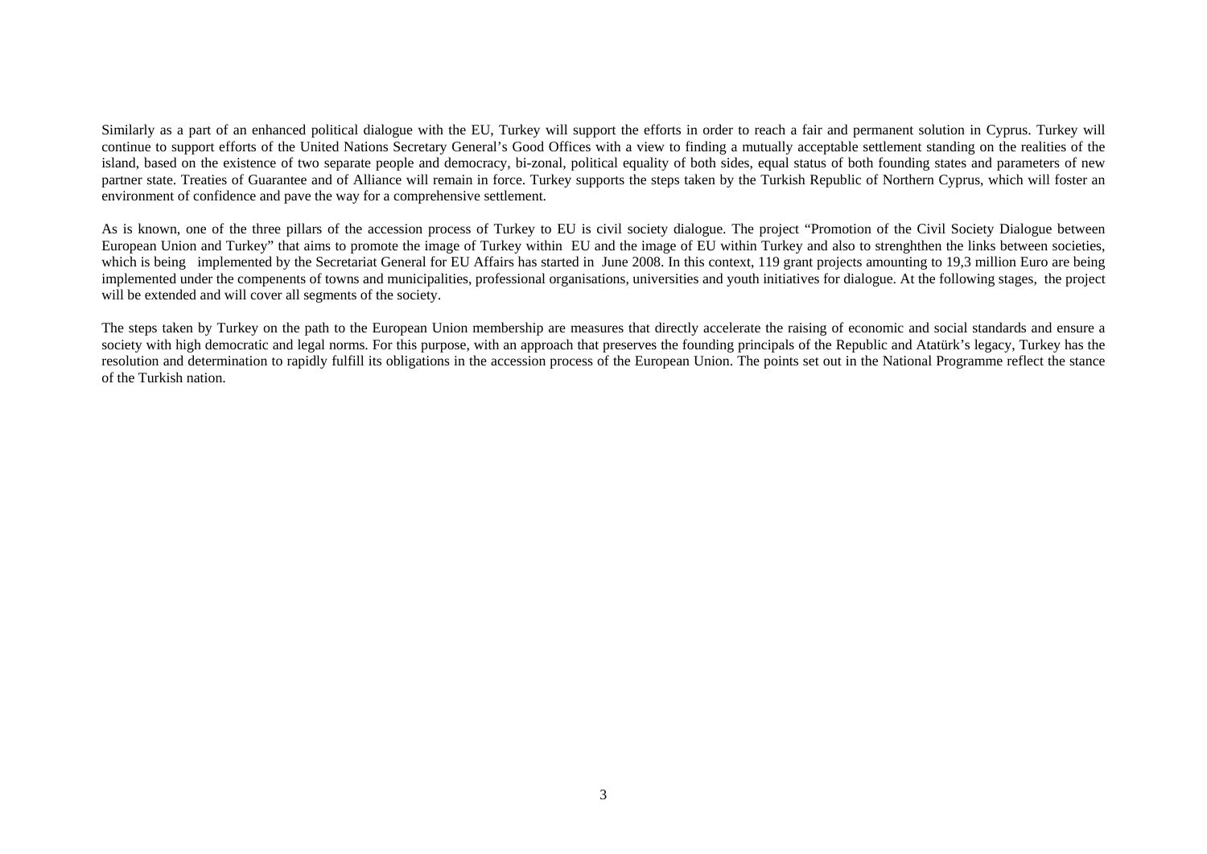Similarly as a part of an enhanced political dialogue with the EU, Turkey will support the efforts in order to reach a fair and permanent solution in Cyprus. Turkey will continue to support efforts of the United Nations Secretary General's Good Offices with a view to finding a mutually acceptable settlement standing on the realities of the island, based on the existence of two separate people and democracy, bi-zonal, political equality of both sides, equal status of both founding states and parameters of new partner state. Treaties of Guarantee and of Alliance will remain in force. Turkey supports the steps taken by the Turkish Republic of Northern Cyprus, which will foster an environment of confidence and pave the way for a comprehensive settlement.

As is known, one of the three pillars of the accession process of Turkey to EU is civil society dialogue. The project "Promotion of the Civil Society Dialogue between European Union and Turkey" that aims to promote the image of Turkey within EU and the image of EU within Turkey and also to strenghthen the links between societies, which is being implemented by the Secretariat General for EU Affairs has started in June 2008. In this context, 119 grant projects amounting to 19,3 million Euro are being implemented under the compenents of towns and municipalities, professional organisations, universities and youth initiatives for dialogue. At the following stages, the project will be extended and will cover all segments of the society.

The steps taken by Turkey on the path to the European Union membership are measures that directly accelerate the raising of economic and social standards and ensure a society with high democratic and legal norms. For this purpose, with an approach that preserves the founding principals of the Republic and Atatürk's legacy, Turkey has the resolution and determination to rapidly fulfill its obligations in the accession process of the European Union. The points set out in the National Programme reflect the stance of the Turkish nation.